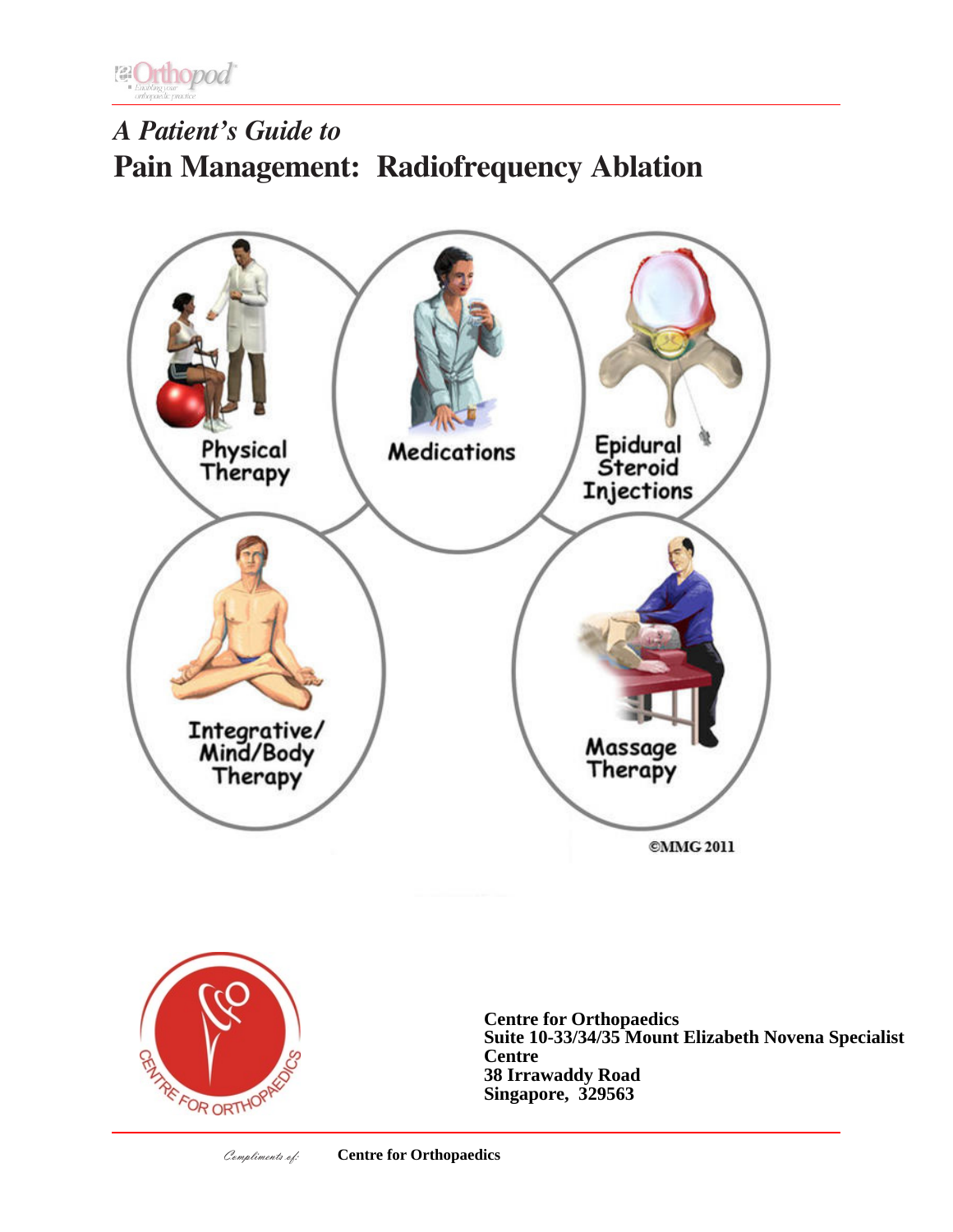*A Patient's Guide to*

# Pain Management: Radiofrequency Ablation

Physical Therapy

Medications

Epidural Steroid Injections

Integrative/ Mind/Body Therapy

Massage Therapy

©MMG 2011

**Centre for Orthopaedics**
**Suite 10-33/34/35 Mount Elizabeth Novena Specialist Centre**
**38 Irrawaddy Road**
**Singapore, 329563**

*Compliments of:* **Centre for Orthopaedics**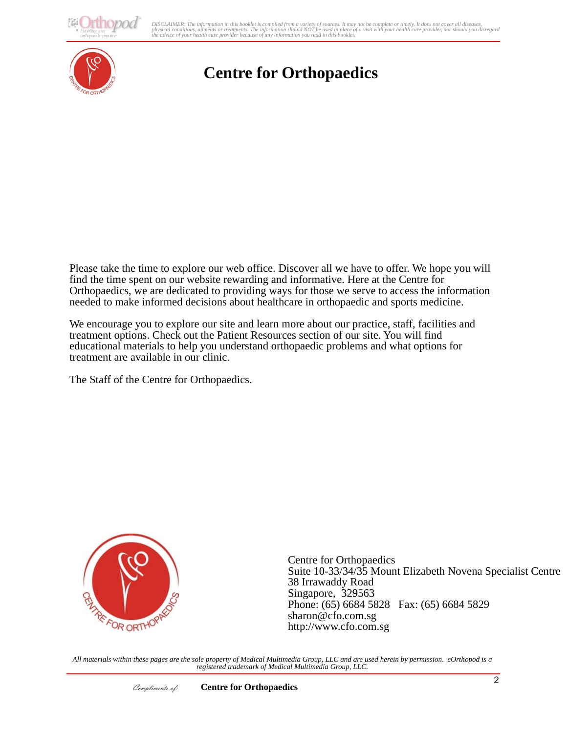# Centre for Orthopaedics

Please take the time to explore our web office. Discover all we have to offer. We hope you will find the time spent on our website rewarding and informative. Here at the Centre for Orthopaedics, we are dedicated to providing ways for those we serve to access the information needed to make informed decisions about healthcare in orthopaedic and sports medicine.

We encourage you to explore our site and learn more about our practice, staff, facilities and treatment options. Check out the Patient Resources section of our site. You will find educational materials to help you understand orthopaedic problems and what options for treatment are available in our clinic.

The Staff of the Centre for Orthopaedics.

Centre for Orthopaedics
Suite 10-33/34/35 Mount Elizabeth Novena Specialist Centre
38 Irrawaddy Road
Singapore, 329563
Phone: (65) 6684 5828 Fax: (65) 6684 5829
sharon@cfo.com.sg
http://www.cfo.com.sg

*All materials within these pages are the sole property of Medical Multimedia Group, LLC and are used herein by permission. eOrthopod is a registered trademark of Medical Multimedia Group, LLC.*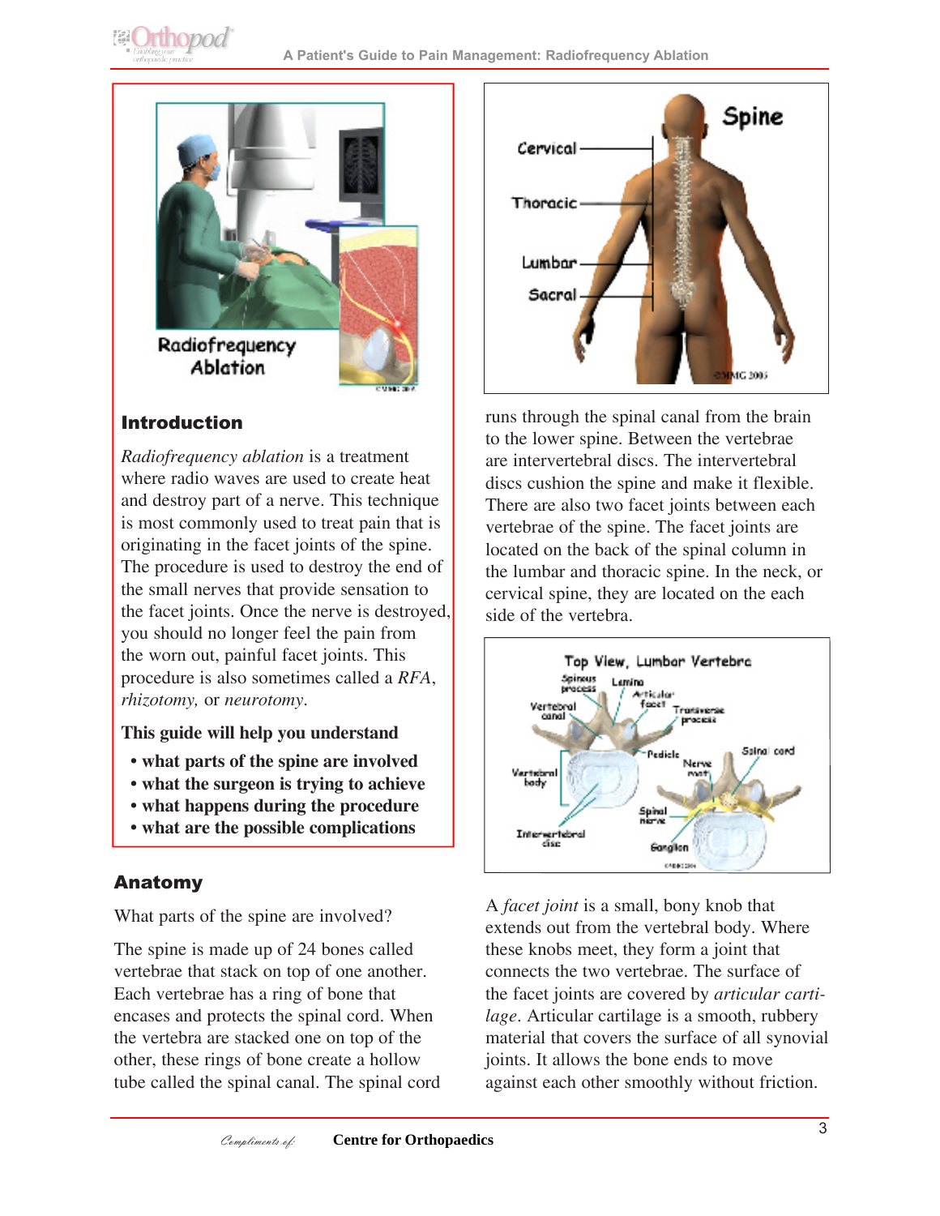## Introduction

*Radiofrequency ablation* is a treatment where radio waves are used to create heat and destroy part of a nerve. This technique is most commonly used to treat pain that is originating in the facet joints of the spine. The procedure is used to destroy the end of the small nerves that provide sensation to the facet joints. Once the nerve is destroyed, you should no longer feel the pain from the worn out, painful facet joints. This procedure is also sometimes called a *RFA*, *rhizotomy,* or *neurotomy*.

**This guide will help you understand**

- **what parts of the spine are involved**
- **what the surgeon is trying to achieve**
- **what happens during the procedure**
- **what are the possible complications**

## Anatomy

What parts of the spine are involved?

The spine is made up of 24 bones called vertebrae that stack on top of one another. Each vertebrae has a ring of bone that encases and protects the spinal cord. When the vertebra are stacked one on top of the other, these rings of bone create a hollow tube called the spinal canal. The spinal cord runs through the spinal canal from the brain to the lower spine. Between the vertebrae are intervertebral discs. The intervertebral discs cushion the spine and make it flexible. There are also two facet joints between each vertebrae of the spine. The facet joints are located on the back of the spinal column in the lumbar and thoracic spine. In the neck, or cervical spine, they are located on the each side of the vertebra.

A *facet joint* is a small, bony knob that extends out from the vertebral body. Where these knobs meet, they form a joint that connects the two vertebrae. The surface of the facet joints are covered by *articular cartilage*. Articular cartilage is a smooth, rubbery material that covers the surface of all synovial joints. It allows the bone ends to move against each other smoothly without friction.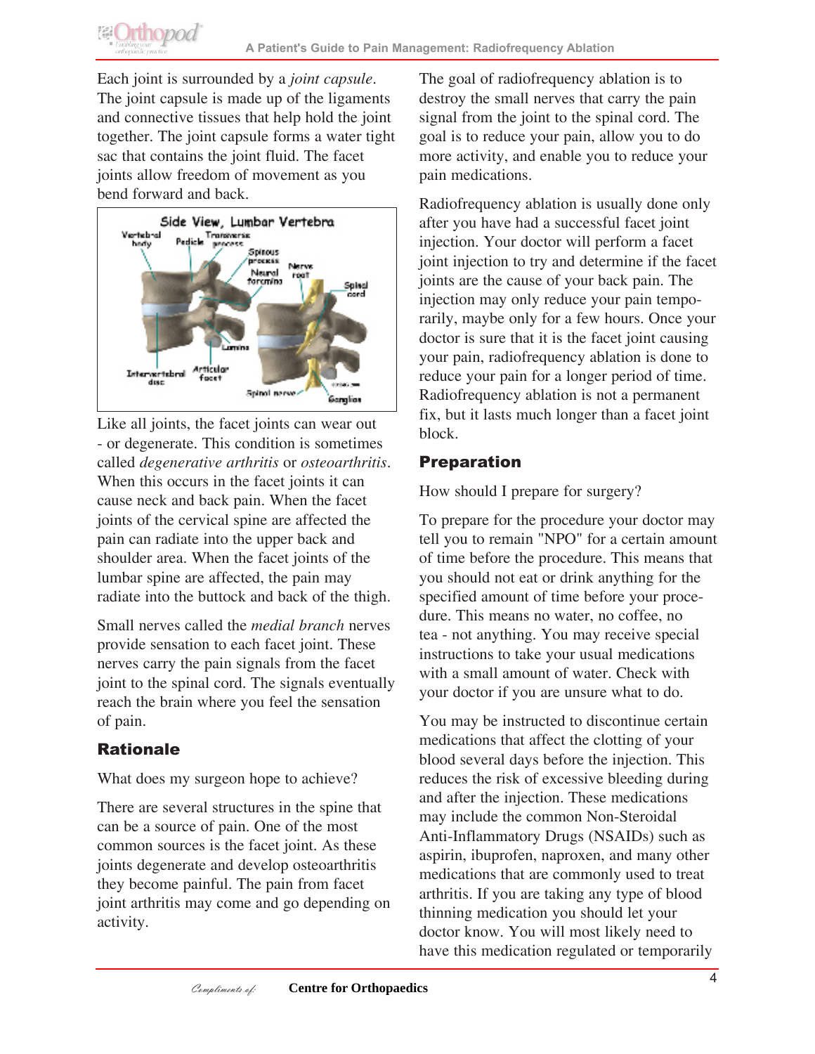Each joint is surrounded by a *joint capsule*. The joint capsule is made up of the ligaments and connective tissues that help hold the joint together. The joint capsule forms a water tight sac that contains the joint fluid. The facet joints allow freedom of movement as you bend forward and back.

Like all joints, the facet joints can wear out - or degenerate. This condition is sometimes called *degenerative arthritis* or *osteoarthritis*. When this occurs in the facet joints it can cause neck and back pain. When the facet joints of the cervical spine are affected the pain can radiate into the upper back and shoulder area. When the facet joints of the lumbar spine are affected, the pain may radiate into the buttock and back of the thigh.

Small nerves called the *medial branch* nerves provide sensation to each facet joint. These nerves carry the pain signals from the facet joint to the spinal cord. The signals eventually reach the brain where you feel the sensation of pain.

## Rationale

What does my surgeon hope to achieve?

There are several structures in the spine that can be a source of pain. One of the most common sources is the facet joint. As these joints degenerate and develop osteoarthritis they become painful. The pain from facet joint arthritis may come and go depending on activity.

The goal of radiofrequency ablation is to destroy the small nerves that carry the pain signal from the joint to the spinal cord. The goal is to reduce your pain, allow you to do more activity, and enable you to reduce your pain medications.

Radiofrequency ablation is usually done only after you have had a successful facet joint injection. Your doctor will perform a facet joint injection to try and determine if the facet joints are the cause of your back pain. The injection may only reduce your pain temporarily, maybe only for a few hours. Once your doctor is sure that it is the facet joint causing your pain, radiofrequency ablation is done to reduce your pain for a longer period of time. Radiofrequency ablation is not a permanent fix, but it lasts much longer than a facet joint block.

## Preparation

How should I prepare for surgery?

To prepare for the procedure your doctor may tell you to remain "NPO" for a certain amount of time before the procedure. This means that you should not eat or drink anything for the specified amount of time before your procedure. This means no water, no coffee, no tea - not anything. You may receive special instructions to take your usual medications with a small amount of water. Check with your doctor if you are unsure what to do.

You may be instructed to discontinue certain medications that affect the clotting of your blood several days before the injection. This reduces the risk of excessive bleeding during and after the injection. These medications may include the common Non-Steroidal Anti-Inflammatory Drugs (NSAIDs) such as aspirin, ibuprofen, naproxen, and many other medications that are commonly used to treat arthritis. If you are taking any type of blood thinning medication you should let your doctor know. You will most likely need to have this medication regulated or temporarily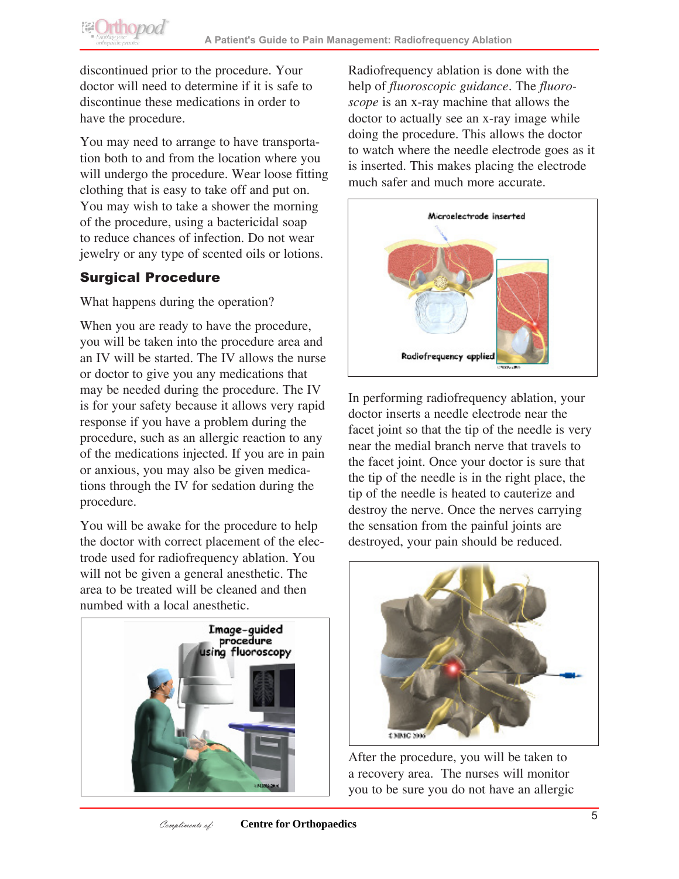discontinued prior to the procedure. Your doctor will need to determine if it is safe to discontinue these medications in order to have the procedure.

You may need to arrange to have transportation both to and from the location where you will undergo the procedure. Wear loose fitting clothing that is easy to take off and put on. You may wish to take a shower the morning of the procedure, using a bactericidal soap to reduce chances of infection. Do not wear jewelry or any type of scented oils or lotions.

## Surgical Procedure

What happens during the operation?

When you are ready to have the procedure, you will be taken into the procedure area and an IV will be started. The IV allows the nurse or doctor to give you any medications that may be needed during the procedure. The IV is for your safety because it allows very rapid response if you have a problem during the procedure, such as an allergic reaction to any of the medications injected. If you are in pain or anxious, you may also be given medications through the IV for sedation during the procedure.

You will be awake for the procedure to help the doctor with correct placement of the electrode used for radiofrequency ablation. You will not be given a general anesthetic. The area to be treated will be cleaned and then numbed with a local anesthetic.

Radiofrequency ablation is done with the help of *fluoroscopic guidance*. The *fluoroscope* is an x-ray machine that allows the doctor to actually see an x-ray image while doing the procedure. This allows the doctor to watch where the needle electrode goes as it is inserted. This makes placing the electrode much safer and much more accurate.

In performing radiofrequency ablation, your doctor inserts a needle electrode near the facet joint so that the tip of the needle is very near the medial branch nerve that travels to the facet joint. Once your doctor is sure that the tip of the needle is in the right place, the tip of the needle is heated to cauterize and destroy the nerve. Once the nerves carrying the sensation from the painful joints are destroyed, your pain should be reduced.

After the procedure, you will be taken to a recovery area. The nurses will monitor you to be sure you do not have an allergic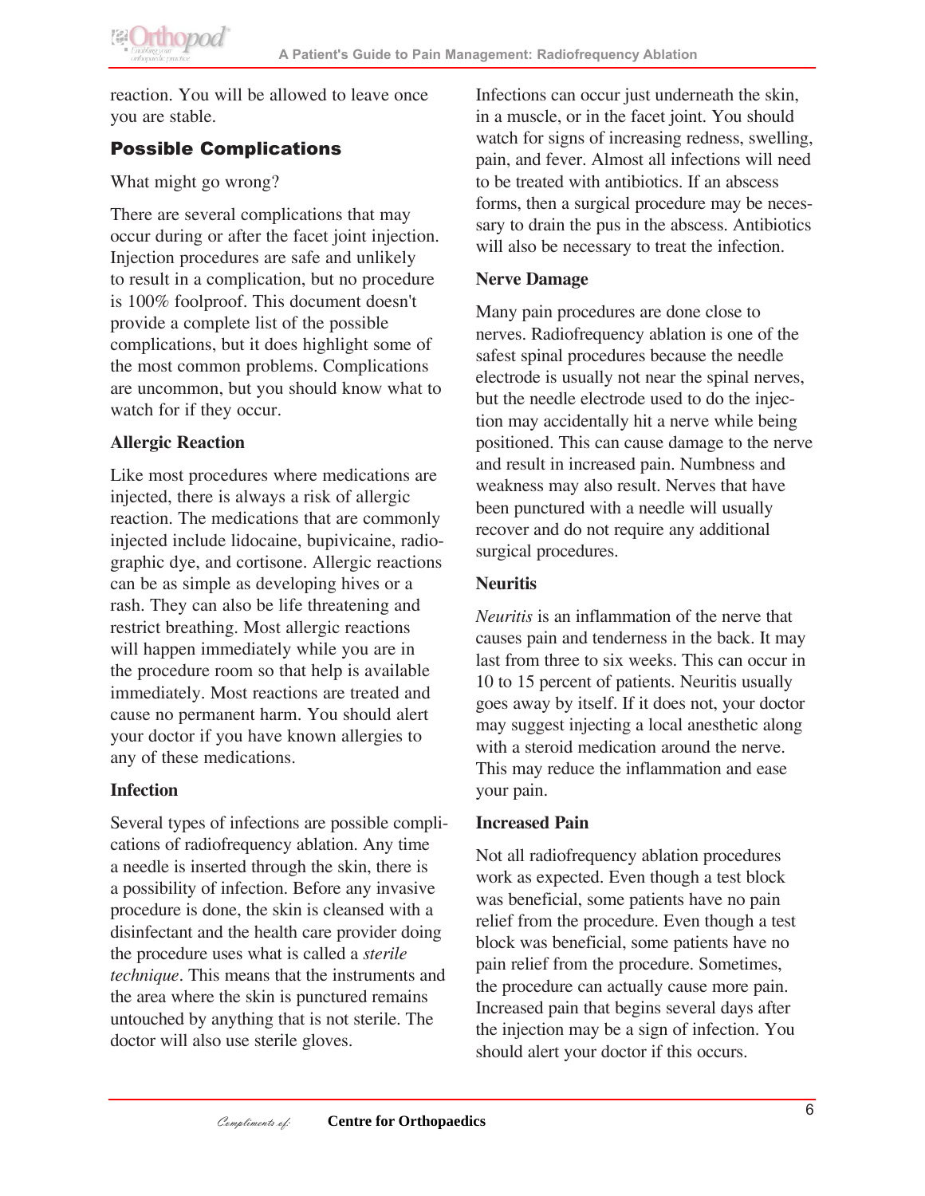reaction. You will be allowed to leave once you are stable.

## Possible Complications

What might go wrong?

There are several complications that may occur during or after the facet joint injection. Injection procedures are safe and unlikely to result in a complication, but no procedure is 100% foolproof. This document doesn't provide a complete list of the possible complications, but it does highlight some of the most common problems. Complications are uncommon, but you should know what to watch for if they occur.

### Allergic Reaction

Like most procedures where medications are injected, there is always a risk of allergic reaction. The medications that are commonly injected include lidocaine, bupivicaine, radiographic dye, and cortisone. Allergic reactions can be as simple as developing hives or a rash. They can also be life threatening and restrict breathing. Most allergic reactions will happen immediately while you are in the procedure room so that help is available immediately. Most reactions are treated and cause no permanent harm. You should alert your doctor if you have known allergies to any of these medications.

### Infection

Several types of infections are possible complications of radiofrequency ablation. Any time a needle is inserted through the skin, there is a possibility of infection. Before any invasive procedure is done, the skin is cleansed with a disinfectant and the health care provider doing the procedure uses what is called a *sterile technique*. This means that the instruments and the area where the skin is punctured remains untouched by anything that is not sterile. The doctor will also use sterile gloves.

Infections can occur just underneath the skin, in a muscle, or in the facet joint. You should watch for signs of increasing redness, swelling, pain, and fever. Almost all infections will need to be treated with antibiotics. If an abscess forms, then a surgical procedure may be necessary to drain the pus in the abscess. Antibiotics will also be necessary to treat the infection.

### Nerve Damage

Many pain procedures are done close to nerves. Radiofrequency ablation is one of the safest spinal procedures because the needle electrode is usually not near the spinal nerves, but the needle electrode used to do the injection may accidentally hit a nerve while being positioned. This can cause damage to the nerve and result in increased pain. Numbness and weakness may also result. Nerves that have been punctured with a needle will usually recover and do not require any additional surgical procedures.

### Neuritis

*Neuritis* is an inflammation of the nerve that causes pain and tenderness in the back. It may last from three to six weeks. This can occur in 10 to 15 percent of patients. Neuritis usually goes away by itself. If it does not, your doctor may suggest injecting a local anesthetic along with a steroid medication around the nerve. This may reduce the inflammation and ease your pain.

### Increased Pain

Not all radiofrequency ablation procedures work as expected. Even though a test block was beneficial, some patients have no pain relief from the procedure. Even though a test block was beneficial, some patients have no pain relief from the procedure. Sometimes, the procedure can actually cause more pain. Increased pain that begins several days after the injection may be a sign of infection. You should alert your doctor if this occurs.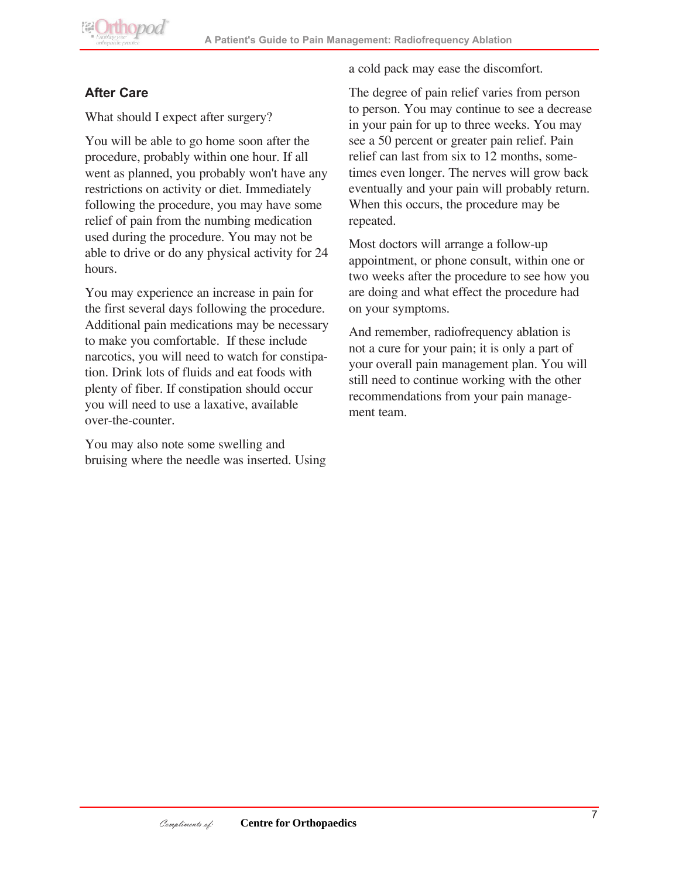## After Care

What should I expect after surgery?

You will be able to go home soon after the procedure, probably within one hour. If all went as planned, you probably won't have any restrictions on activity or diet. Immediately following the procedure, you may have some relief of pain from the numbing medication used during the procedure. You may not be able to drive or do any physical activity for 24 hours.

You may experience an increase in pain for the first several days following the procedure. Additional pain medications may be necessary to make you comfortable. If these include narcotics, you will need to watch for constipation. Drink lots of fluids and eat foods with plenty of fiber. If constipation should occur you will need to use a laxative, available over-the-counter.

You may also note some swelling and bruising where the needle was inserted. Using a cold pack may ease the discomfort.

The degree of pain relief varies from person to person. You may continue to see a decrease in your pain for up to three weeks. You may see a 50 percent or greater pain relief. Pain relief can last from six to 12 months, sometimes even longer. The nerves will grow back eventually and your pain will probably return. When this occurs, the procedure may be repeated.

Most doctors will arrange a follow-up appointment, or phone consult, within one or two weeks after the procedure to see how you are doing and what effect the procedure had on your symptoms.

And remember, radiofrequency ablation is not a cure for your pain; it is only a part of your overall pain management plan. You will still need to continue working with the other recommendations from your pain management team.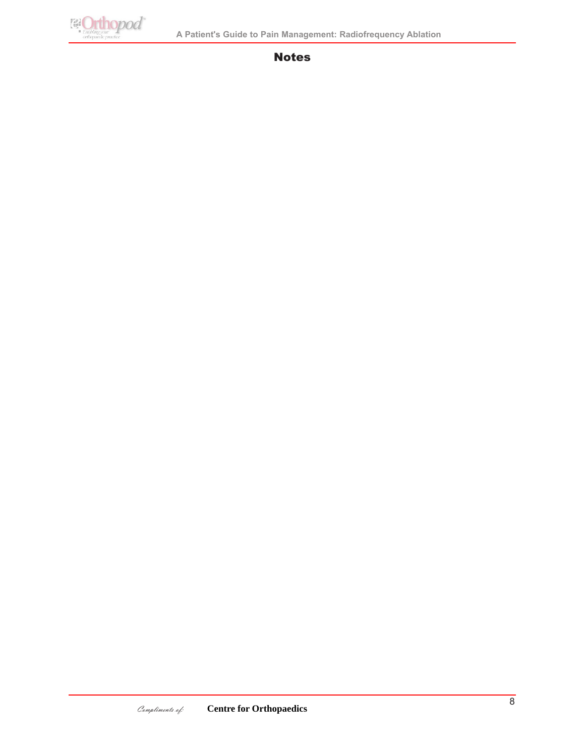## Notes